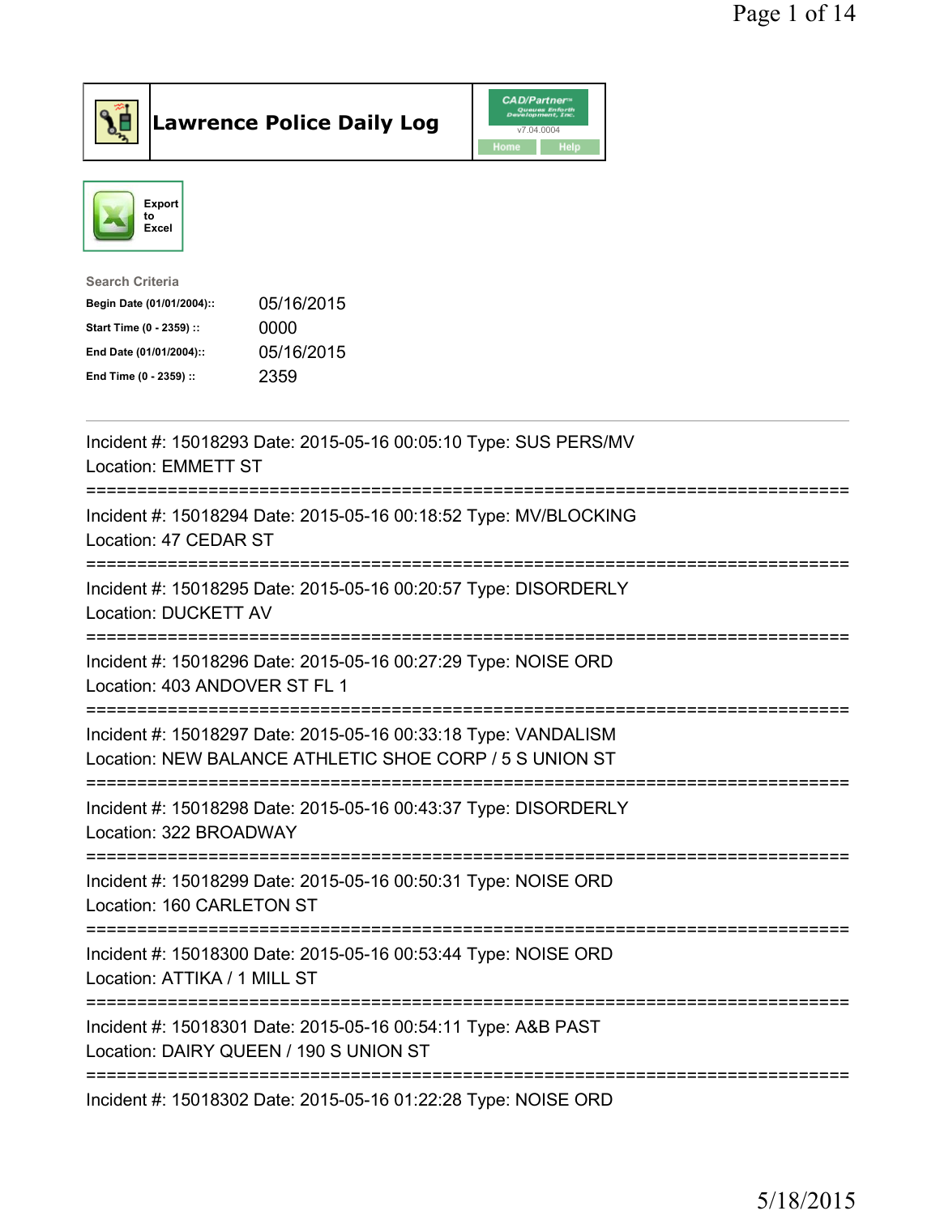# Lawrence Police Daily Log

CAD/Partner v7.04.0004

Home | Help

Export to Excel

**Search Criteria**

| | |
|---|---|
| **Begin Date (01/01/2004)::** | 05/16/2015 |
| **Start Time (0 - 2359) ::** | 0000 |
| **End Date (01/01/2004)::** | 05/16/2015 |
| **End Time (0 - 2359) ::** | 2359 |

---

Incident #: 15018293 Date: 2015-05-16 00:05:10 Type: SUS PERS/MV
Location: EMMETT ST

===========================================================================

Incident #: 15018294 Date: 2015-05-16 00:18:52 Type: MV/BLOCKING
Location: 47 CEDAR ST

===========================================================================

Incident #: 15018295 Date: 2015-05-16 00:20:57 Type: DISORDERLY
Location: DUCKETT AV

===========================================================================

Incident #: 15018296 Date: 2015-05-16 00:27:29 Type: NOISE ORD
Location: 403 ANDOVER ST FL 1

===========================================================================

Incident #: 15018297 Date: 2015-05-16 00:33:18 Type: VANDALISM
Location: NEW BALANCE ATHLETIC SHOE CORP / 5 S UNION ST

===========================================================================

Incident #: 15018298 Date: 2015-05-16 00:43:37 Type: DISORDERLY
Location: 322 BROADWAY

===========================================================================

Incident #: 15018299 Date: 2015-05-16 00:50:31 Type: NOISE ORD
Location: 160 CARLETON ST

===========================================================================

Incident #: 15018300 Date: 2015-05-16 00:53:44 Type: NOISE ORD
Location: ATTIKA / 1 MILL ST

===========================================================================

Incident #: 15018301 Date: 2015-05-16 00:54:11 Type: A&B PAST
Location: DAIRY QUEEN / 190 S UNION ST

===========================================================================

Incident #: 15018302 Date: 2015-05-16 01:22:28 Type: NOISE ORD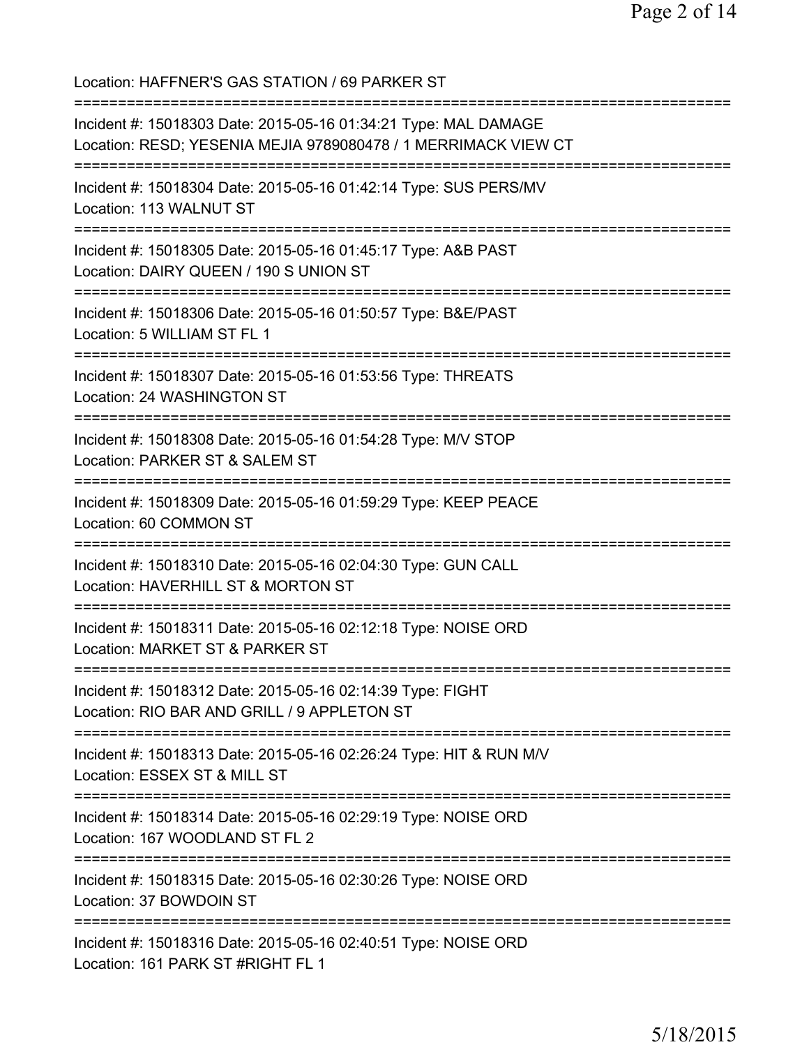Location: HAFFNER'S GAS STATION / 69 PARKER ST

===========================================================================

Incident #: 15018303 Date: 2015-05-16 01:34:21 Type: MAL DAMAGE
Location: RESD; YESENIA MEJIA 9789080478 / 1 MERRIMACK VIEW CT

===========================================================================

Incident #: 15018304 Date: 2015-05-16 01:42:14 Type: SUS PERS/MV
Location: 113 WALNUT ST

===========================================================================

Incident #: 15018305 Date: 2015-05-16 01:45:17 Type: A&B PAST
Location: DAIRY QUEEN / 190 S UNION ST

===========================================================================

Incident #: 15018306 Date: 2015-05-16 01:50:57 Type: B&E/PAST
Location: 5 WILLIAM ST FL 1

===========================================================================

Incident #: 15018307 Date: 2015-05-16 01:53:56 Type: THREATS
Location: 24 WASHINGTON ST

===========================================================================

Incident #: 15018308 Date: 2015-05-16 01:54:28 Type: M/V STOP
Location: PARKER ST & SALEM ST

===========================================================================

Incident #: 15018309 Date: 2015-05-16 01:59:29 Type: KEEP PEACE
Location: 60 COMMON ST

===========================================================================

Incident #: 15018310 Date: 2015-05-16 02:04:30 Type: GUN CALL
Location: HAVERHILL ST & MORTON ST

===========================================================================

Incident #: 15018311 Date: 2015-05-16 02:12:18 Type: NOISE ORD
Location: MARKET ST & PARKER ST

===========================================================================

Incident #: 15018312 Date: 2015-05-16 02:14:39 Type: FIGHT
Location: RIO BAR AND GRILL / 9 APPLETON ST

===========================================================================

Incident #: 15018313 Date: 2015-05-16 02:26:24 Type: HIT & RUN M/V
Location: ESSEX ST & MILL ST

===========================================================================

Incident #: 15018314 Date: 2015-05-16 02:29:19 Type: NOISE ORD
Location: 167 WOODLAND ST FL 2

===========================================================================

Incident #: 15018315 Date: 2015-05-16 02:30:26 Type: NOISE ORD
Location: 37 BOWDOIN ST

===========================================================================

Incident #: 15018316 Date: 2015-05-16 02:40:51 Type: NOISE ORD
Location: 161 PARK ST #RIGHT FL 1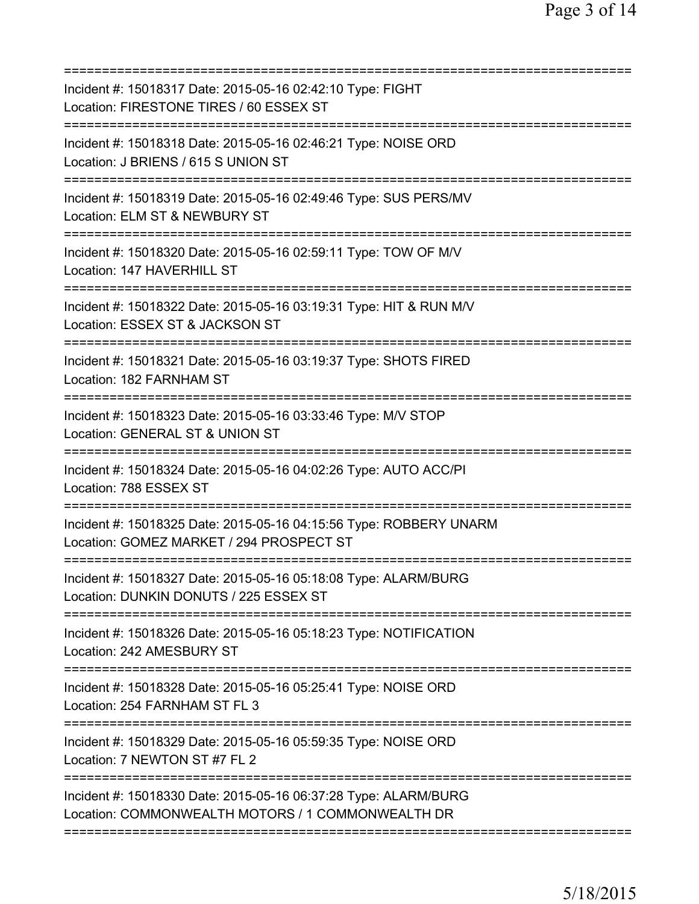===========================================================================

Incident #: 15018317 Date: 2015-05-16 02:42:10 Type: FIGHT
Location: FIRESTONE TIRES / 60 ESSEX ST

===========================================================================

Incident #: 15018318 Date: 2015-05-16 02:46:21 Type: NOISE ORD
Location: J BRIENS / 615 S UNION ST

===========================================================================

Incident #: 15018319 Date: 2015-05-16 02:49:46 Type: SUS PERS/MV
Location: ELM ST & NEWBURY ST

===========================================================================

Incident #: 15018320 Date: 2015-05-16 02:59:11 Type: TOW OF M/V
Location: 147 HAVERHILL ST

===========================================================================

Incident #: 15018322 Date: 2015-05-16 03:19:31 Type: HIT & RUN M/V
Location: ESSEX ST & JACKSON ST

===========================================================================

Incident #: 15018321 Date: 2015-05-16 03:19:37 Type: SHOTS FIRED
Location: 182 FARNHAM ST

===========================================================================

Incident #: 15018323 Date: 2015-05-16 03:33:46 Type: M/V STOP
Location: GENERAL ST & UNION ST

===========================================================================

Incident #: 15018324 Date: 2015-05-16 04:02:26 Type: AUTO ACC/PI
Location: 788 ESSEX ST

===========================================================================

Incident #: 15018325 Date: 2015-05-16 04:15:56 Type: ROBBERY UNARM
Location: GOMEZ MARKET / 294 PROSPECT ST

===========================================================================

Incident #: 15018327 Date: 2015-05-16 05:18:08 Type: ALARM/BURG
Location: DUNKIN DONUTS / 225 ESSEX ST

===========================================================================

Incident #: 15018326 Date: 2015-05-16 05:18:23 Type: NOTIFICATION
Location: 242 AMESBURY ST

===========================================================================

Incident #: 15018328 Date: 2015-05-16 05:25:41 Type: NOISE ORD
Location: 254 FARNHAM ST FL 3

===========================================================================

Incident #: 15018329 Date: 2015-05-16 05:59:35 Type: NOISE ORD
Location: 7 NEWTON ST #7 FL 2

===========================================================================

Incident #: 15018330 Date: 2015-05-16 06:37:28 Type: ALARM/BURG
Location: COMMONWEALTH MOTORS / 1 COMMONWEALTH DR

===========================================================================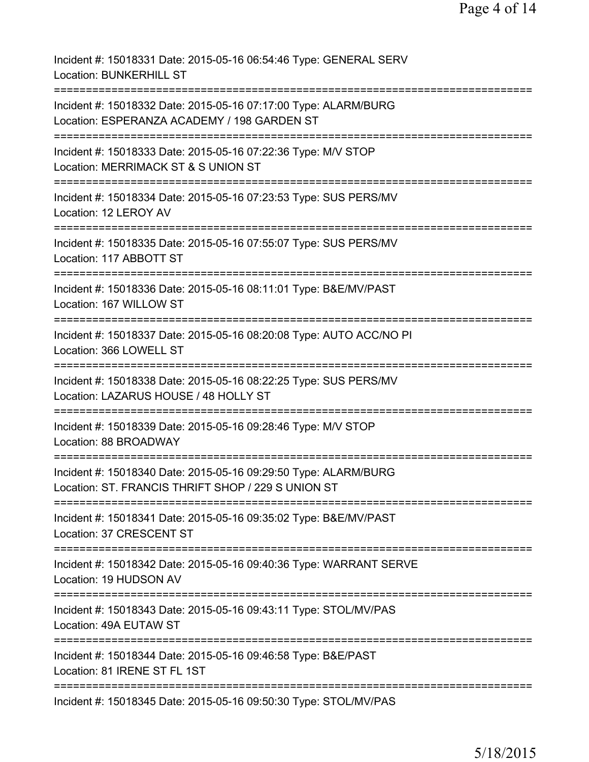Incident #: 15018331 Date: 2015-05-16 06:54:46 Type: GENERAL SERV
Location: BUNKERHILL ST

===========================================================================

Incident #: 15018332 Date: 2015-05-16 07:17:00 Type: ALARM/BURG
Location: ESPERANZA ACADEMY / 198 GARDEN ST

===========================================================================

Incident #: 15018333 Date: 2015-05-16 07:22:36 Type: M/V STOP
Location: MERRIMACK ST & S UNION ST

===========================================================================

Incident #: 15018334 Date: 2015-05-16 07:23:53 Type: SUS PERS/MV
Location: 12 LEROY AV

===========================================================================

Incident #: 15018335 Date: 2015-05-16 07:55:07 Type: SUS PERS/MV
Location: 117 ABBOTT ST

===========================================================================

Incident #: 15018336 Date: 2015-05-16 08:11:01 Type: B&E/MV/PAST
Location: 167 WILLOW ST

===========================================================================

Incident #: 15018337 Date: 2015-05-16 08:20:08 Type: AUTO ACC/NO PI
Location: 366 LOWELL ST

===========================================================================

Incident #: 15018338 Date: 2015-05-16 08:22:25 Type: SUS PERS/MV
Location: LAZARUS HOUSE / 48 HOLLY ST

===========================================================================

Incident #: 15018339 Date: 2015-05-16 09:28:46 Type: M/V STOP
Location: 88 BROADWAY

===========================================================================

Incident #: 15018340 Date: 2015-05-16 09:29:50 Type: ALARM/BURG
Location: ST. FRANCIS THRIFT SHOP / 229 S UNION ST

===========================================================================

Incident #: 15018341 Date: 2015-05-16 09:35:02 Type: B&E/MV/PAST
Location: 37 CRESCENT ST

===========================================================================

Incident #: 15018342 Date: 2015-05-16 09:40:36 Type: WARRANT SERVE
Location: 19 HUDSON AV

===========================================================================

Incident #: 15018343 Date: 2015-05-16 09:43:11 Type: STOL/MV/PAS
Location: 49A EUTAW ST

===========================================================================

Incident #: 15018344 Date: 2015-05-16 09:46:58 Type: B&E/PAST
Location: 81 IRENE ST FL 1ST

===========================================================================

Incident #: 15018345 Date: 2015-05-16 09:50:30 Type: STOL/MV/PAS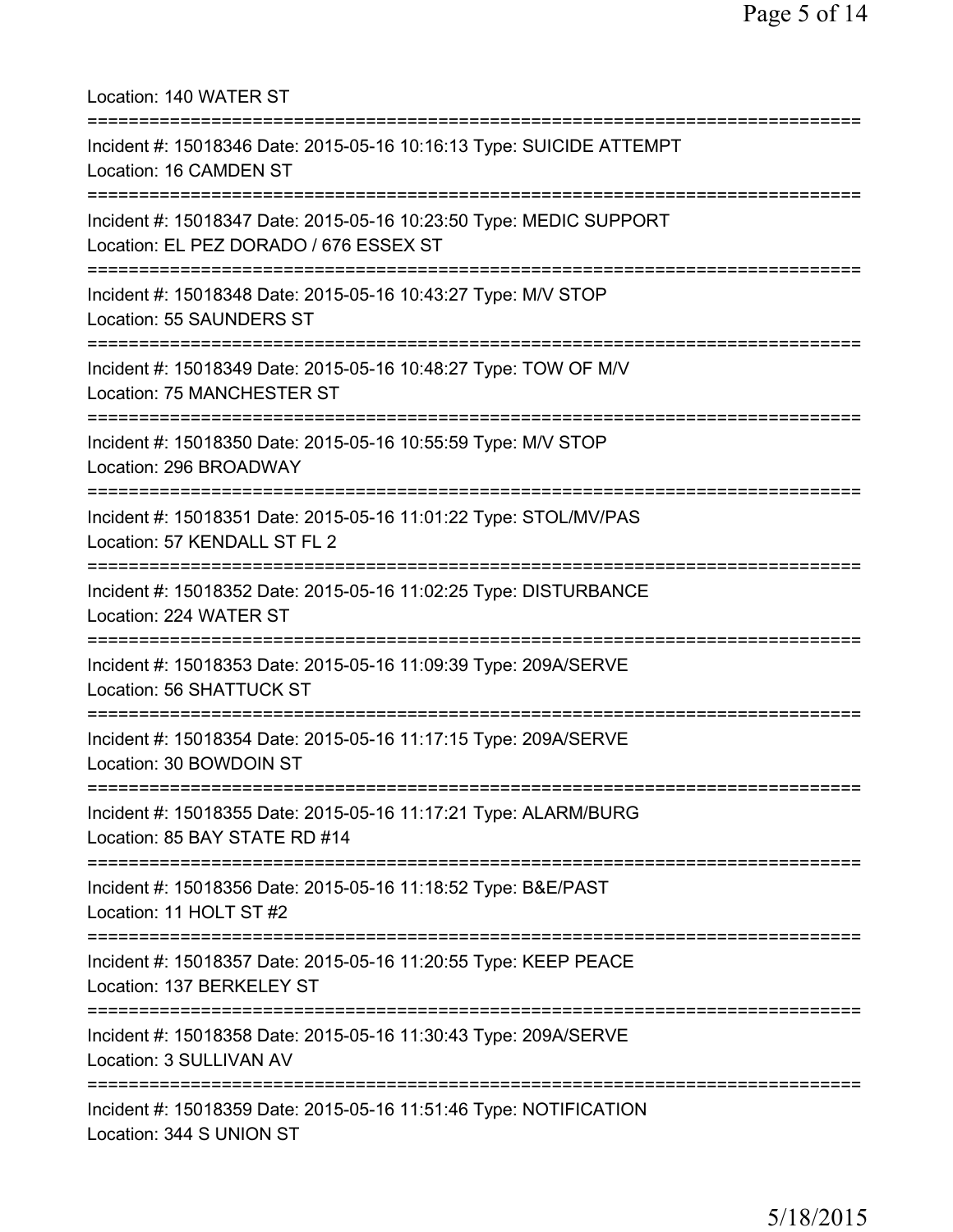Location: 140 WATER ST

===========================================================================

Incident #: 15018346 Date: 2015-05-16 10:16:13 Type: SUICIDE ATTEMPT
Location: 16 CAMDEN ST

===========================================================================

Incident #: 15018347 Date: 2015-05-16 10:23:50 Type: MEDIC SUPPORT
Location: EL PEZ DORADO / 676 ESSEX ST

===========================================================================

Incident #: 15018348 Date: 2015-05-16 10:43:27 Type: M/V STOP
Location: 55 SAUNDERS ST

===========================================================================

Incident #: 15018349 Date: 2015-05-16 10:48:27 Type: TOW OF M/V
Location: 75 MANCHESTER ST

===========================================================================

Incident #: 15018350 Date: 2015-05-16 10:55:59 Type: M/V STOP
Location: 296 BROADWAY

===========================================================================

Incident #: 15018351 Date: 2015-05-16 11:01:22 Type: STOL/MV/PAS
Location: 57 KENDALL ST FL 2

===========================================================================

Incident #: 15018352 Date: 2015-05-16 11:02:25 Type: DISTURBANCE
Location: 224 WATER ST

===========================================================================

Incident #: 15018353 Date: 2015-05-16 11:09:39 Type: 209A/SERVE
Location: 56 SHATTUCK ST

===========================================================================

Incident #: 15018354 Date: 2015-05-16 11:17:15 Type: 209A/SERVE
Location: 30 BOWDOIN ST

===========================================================================

Incident #: 15018355 Date: 2015-05-16 11:17:21 Type: ALARM/BURG
Location: 85 BAY STATE RD #14

===========================================================================

Incident #: 15018356 Date: 2015-05-16 11:18:52 Type: B&E/PAST
Location: 11 HOLT ST #2

===========================================================================

Incident #: 15018357 Date: 2015-05-16 11:20:55 Type: KEEP PEACE
Location: 137 BERKELEY ST

===========================================================================

Incident #: 15018358 Date: 2015-05-16 11:30:43 Type: 209A/SERVE
Location: 3 SULLIVAN AV

===========================================================================

Incident #: 15018359 Date: 2015-05-16 11:51:46 Type: NOTIFICATION
Location: 344 S UNION ST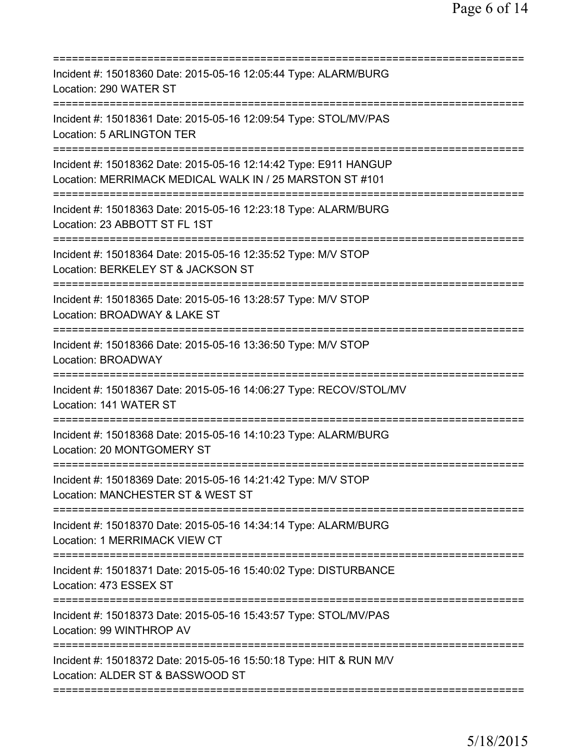===========================================================================
Incident #: 15018360 Date: 2015-05-16 12:05:44 Type: ALARM/BURG
Location: 290 WATER ST
===========================================================================
Incident #: 15018361 Date: 2015-05-16 12:09:54 Type: STOL/MV/PAS
Location: 5 ARLINGTON TER
===========================================================================
Incident #: 15018362 Date: 2015-05-16 12:14:42 Type: E911 HANGUP
Location: MERRIMACK MEDICAL WALK IN / 25 MARSTON ST #101
===========================================================================
Incident #: 15018363 Date: 2015-05-16 12:23:18 Type: ALARM/BURG
Location: 23 ABBOTT ST FL 1ST
===========================================================================
Incident #: 15018364 Date: 2015-05-16 12:35:52 Type: M/V STOP
Location: BERKELEY ST & JACKSON ST
===========================================================================
Incident #: 15018365 Date: 2015-05-16 13:28:57 Type: M/V STOP
Location: BROADWAY & LAKE ST
===========================================================================
Incident #: 15018366 Date: 2015-05-16 13:36:50 Type: M/V STOP
Location: BROADWAY
===========================================================================
Incident #: 15018367 Date: 2015-05-16 14:06:27 Type: RECOV/STOL/MV
Location: 141 WATER ST
===========================================================================
Incident #: 15018368 Date: 2015-05-16 14:10:23 Type: ALARM/BURG
Location: 20 MONTGOMERY ST
===========================================================================
Incident #: 15018369 Date: 2015-05-16 14:21:42 Type: M/V STOP
Location: MANCHESTER ST & WEST ST
===========================================================================
Incident #: 15018370 Date: 2015-05-16 14:34:14 Type: ALARM/BURG
Location: 1 MERRIMACK VIEW CT
===========================================================================
Incident #: 15018371 Date: 2015-05-16 15:40:02 Type: DISTURBANCE
Location: 473 ESSEX ST
===========================================================================
Incident #: 15018373 Date: 2015-05-16 15:43:57 Type: STOL/MV/PAS
Location: 99 WINTHROP AV
===========================================================================
Incident #: 15018372 Date: 2015-05-16 15:50:18 Type: HIT & RUN M/V
Location: ALDER ST & BASSWOOD ST
===========================================================================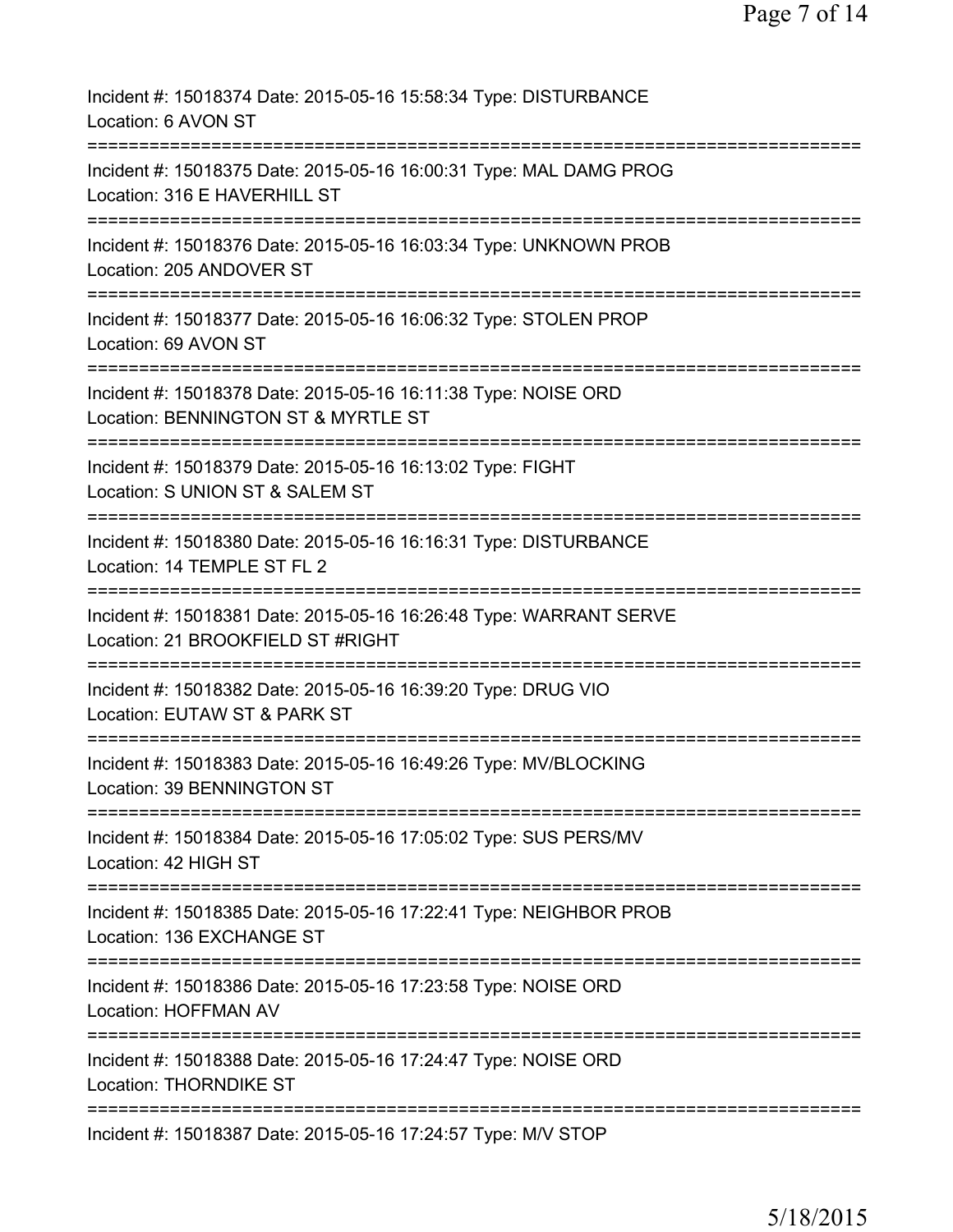Incident #: 15018374 Date: 2015-05-16 15:58:34 Type: DISTURBANCE
Location: 6 AVON ST
===========================================================================
Incident #: 15018375 Date: 2015-05-16 16:00:31 Type: MAL DAMG PROG
Location: 316 E HAVERHILL ST
===========================================================================
Incident #: 15018376 Date: 2015-05-16 16:03:34 Type: UNKNOWN PROB
Location: 205 ANDOVER ST
===========================================================================
Incident #: 15018377 Date: 2015-05-16 16:06:32 Type: STOLEN PROP
Location: 69 AVON ST
===========================================================================
Incident #: 15018378 Date: 2015-05-16 16:11:38 Type: NOISE ORD
Location: BENNINGTON ST & MYRTLE ST
===========================================================================
Incident #: 15018379 Date: 2015-05-16 16:13:02 Type: FIGHT
Location: S UNION ST & SALEM ST
===========================================================================
Incident #: 15018380 Date: 2015-05-16 16:16:31 Type: DISTURBANCE
Location: 14 TEMPLE ST FL 2
===========================================================================
Incident #: 15018381 Date: 2015-05-16 16:26:48 Type: WARRANT SERVE
Location: 21 BROOKFIELD ST #RIGHT
===========================================================================
Incident #: 15018382 Date: 2015-05-16 16:39:20 Type: DRUG VIO
Location: EUTAW ST & PARK ST
===========================================================================
Incident #: 15018383 Date: 2015-05-16 16:49:26 Type: MV/BLOCKING
Location: 39 BENNINGTON ST
===========================================================================
Incident #: 15018384 Date: 2015-05-16 17:05:02 Type: SUS PERS/MV
Location: 42 HIGH ST
===========================================================================
Incident #: 15018385 Date: 2015-05-16 17:22:41 Type: NEIGHBOR PROB
Location: 136 EXCHANGE ST
===========================================================================
Incident #: 15018386 Date: 2015-05-16 17:23:58 Type: NOISE ORD
Location: HOFFMAN AV
===========================================================================
Incident #: 15018388 Date: 2015-05-16 17:24:47 Type: NOISE ORD
Location: THORNDIKE ST
===========================================================================
Incident #: 15018387 Date: 2015-05-16 17:24:57 Type: M/V STOP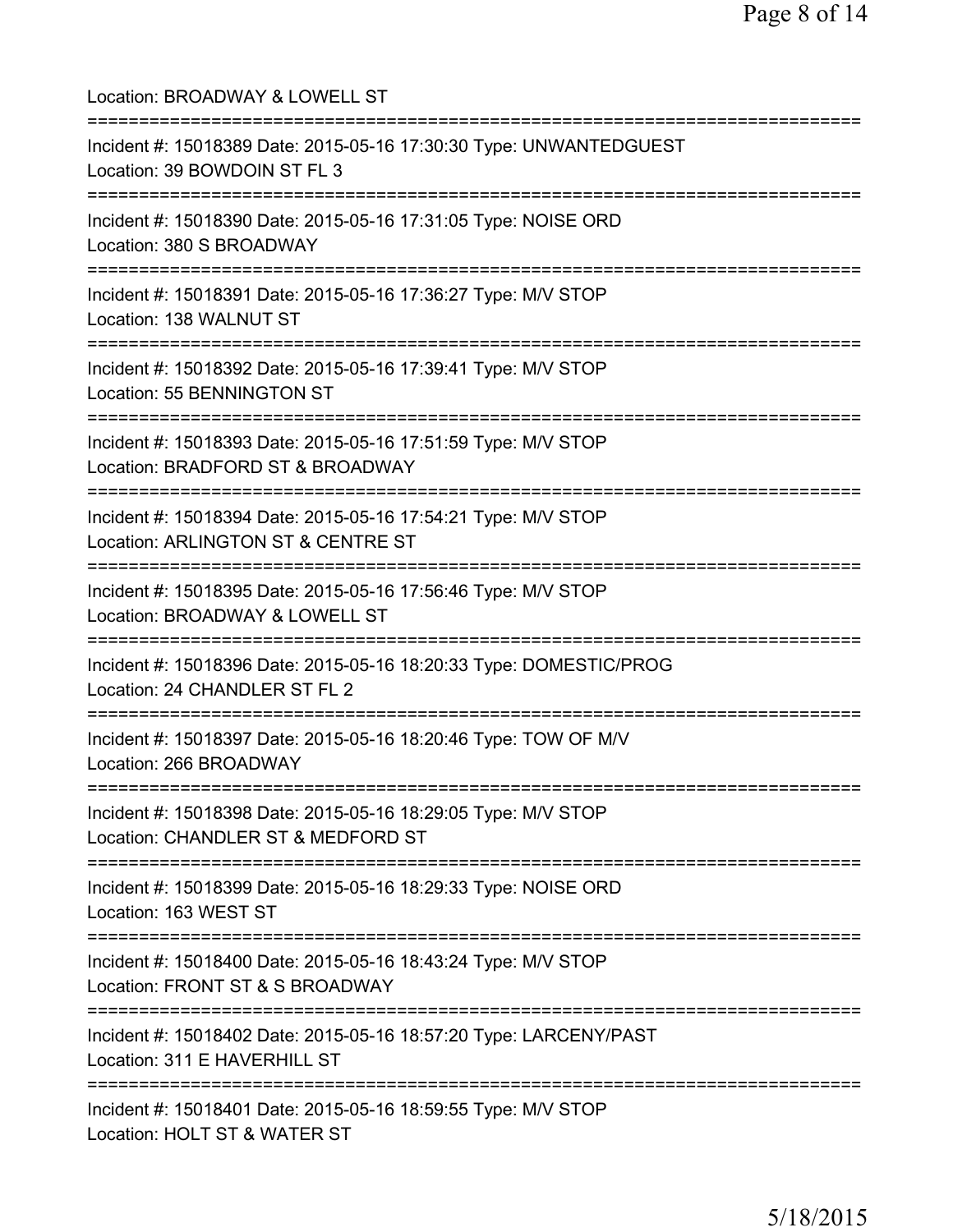Location: BROADWAY & LOWELL ST

===========================================================================

Incident #: 15018389 Date: 2015-05-16 17:30:30 Type: UNWANTEDGUEST
Location: 39 BOWDOIN ST FL 3

===========================================================================

Incident #: 15018390 Date: 2015-05-16 17:31:05 Type: NOISE ORD
Location: 380 S BROADWAY

===========================================================================

Incident #: 15018391 Date: 2015-05-16 17:36:27 Type: M/V STOP
Location: 138 WALNUT ST

===========================================================================

Incident #: 15018392 Date: 2015-05-16 17:39:41 Type: M/V STOP
Location: 55 BENNINGTON ST

===========================================================================

Incident #: 15018393 Date: 2015-05-16 17:51:59 Type: M/V STOP
Location: BRADFORD ST & BROADWAY

===========================================================================

Incident #: 15018394 Date: 2015-05-16 17:54:21 Type: M/V STOP
Location: ARLINGTON ST & CENTRE ST

===========================================================================

Incident #: 15018395 Date: 2015-05-16 17:56:46 Type: M/V STOP
Location: BROADWAY & LOWELL ST

===========================================================================

Incident #: 15018396 Date: 2015-05-16 18:20:33 Type: DOMESTIC/PROG
Location: 24 CHANDLER ST FL 2

===========================================================================

Incident #: 15018397 Date: 2015-05-16 18:20:46 Type: TOW OF M/V
Location: 266 BROADWAY

===========================================================================

Incident #: 15018398 Date: 2015-05-16 18:29:05 Type: M/V STOP
Location: CHANDLER ST & MEDFORD ST

===========================================================================

Incident #: 15018399 Date: 2015-05-16 18:29:33 Type: NOISE ORD
Location: 163 WEST ST

===========================================================================

Incident #: 15018400 Date: 2015-05-16 18:43:24 Type: M/V STOP
Location: FRONT ST & S BROADWAY

===========================================================================

Incident #: 15018402 Date: 2015-05-16 18:57:20 Type: LARCENY/PAST
Location: 311 E HAVERHILL ST

===========================================================================

Incident #: 15018401 Date: 2015-05-16 18:59:55 Type: M/V STOP
Location: HOLT ST & WATER ST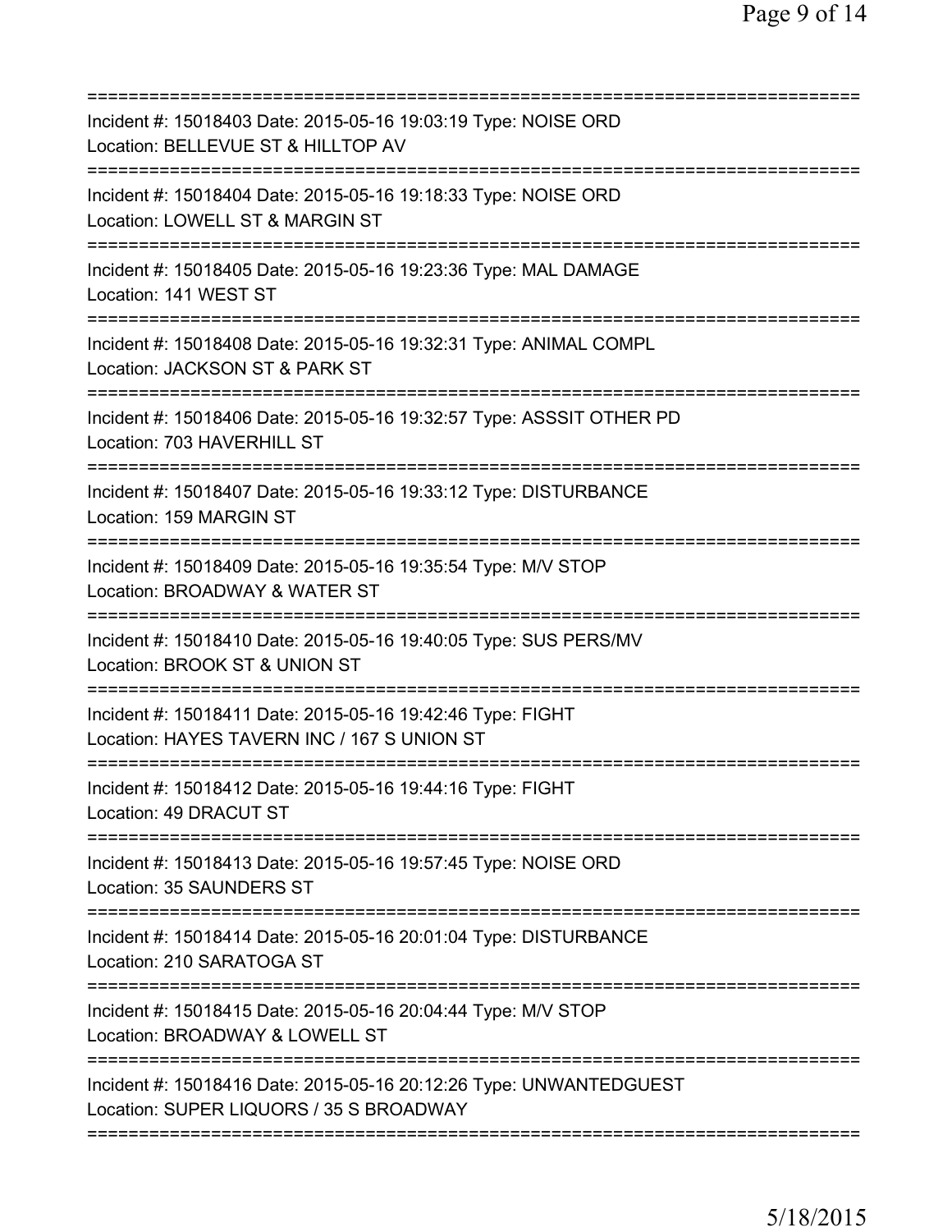===========================================================================
Incident #: 15018403 Date: 2015-05-16 19:03:19 Type: NOISE ORD
Location: BELLEVUE ST & HILLTOP AV
===========================================================================
Incident #: 15018404 Date: 2015-05-16 19:18:33 Type: NOISE ORD
Location: LOWELL ST & MARGIN ST
===========================================================================
Incident #: 15018405 Date: 2015-05-16 19:23:36 Type: MAL DAMAGE
Location: 141 WEST ST
===========================================================================
Incident #: 15018408 Date: 2015-05-16 19:32:31 Type: ANIMAL COMPL
Location: JACKSON ST & PARK ST
===========================================================================
Incident #: 15018406 Date: 2015-05-16 19:32:57 Type: ASSSIT OTHER PD
Location: 703 HAVERHILL ST
===========================================================================
Incident #: 15018407 Date: 2015-05-16 19:33:12 Type: DISTURBANCE
Location: 159 MARGIN ST
===========================================================================
Incident #: 15018409 Date: 2015-05-16 19:35:54 Type: M/V STOP
Location: BROADWAY & WATER ST
===========================================================================
Incident #: 15018410 Date: 2015-05-16 19:40:05 Type: SUS PERS/MV
Location: BROOK ST & UNION ST
===========================================================================
Incident #: 15018411 Date: 2015-05-16 19:42:46 Type: FIGHT
Location: HAYES TAVERN INC / 167 S UNION ST
===========================================================================
Incident #: 15018412 Date: 2015-05-16 19:44:16 Type: FIGHT
Location: 49 DRACUT ST
===========================================================================
Incident #: 15018413 Date: 2015-05-16 19:57:45 Type: NOISE ORD
Location: 35 SAUNDERS ST
===========================================================================
Incident #: 15018414 Date: 2015-05-16 20:01:04 Type: DISTURBANCE
Location: 210 SARATOGA ST
===========================================================================
Incident #: 15018415 Date: 2015-05-16 20:04:44 Type: M/V STOP
Location: BROADWAY & LOWELL ST
===========================================================================
Incident #: 15018416 Date: 2015-05-16 20:12:26 Type: UNWANTEDGUEST
Location: SUPER LIQUORS / 35 S BROADWAY
===========================================================================

5/18/2015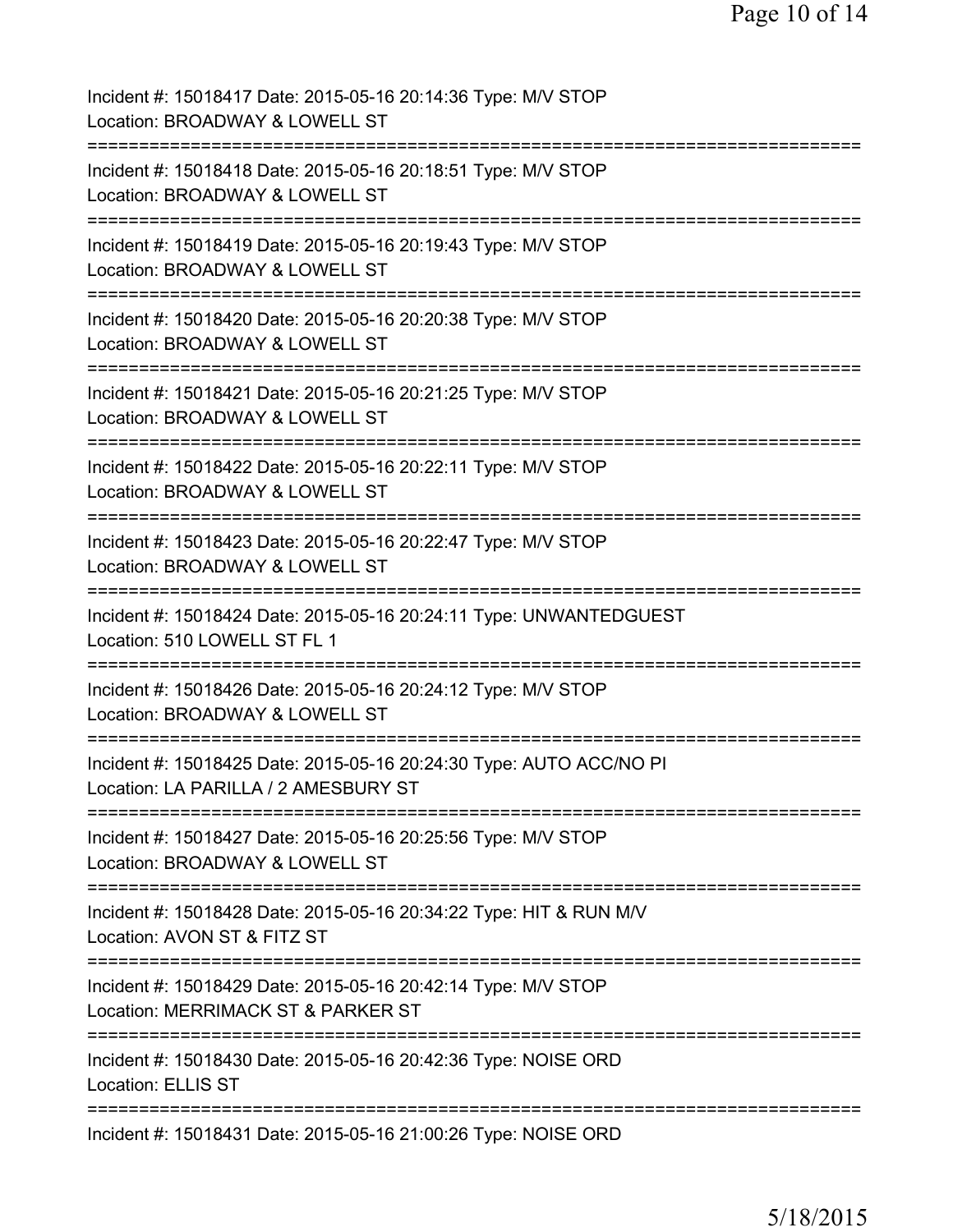Incident #: 15018417 Date: 2015-05-16 20:14:36 Type: M/V STOP
Location: BROADWAY & LOWELL ST

===========================================================================

Incident #: 15018418 Date: 2015-05-16 20:18:51 Type: M/V STOP
Location: BROADWAY & LOWELL ST

===========================================================================

Incident #: 15018419 Date: 2015-05-16 20:19:43 Type: M/V STOP
Location: BROADWAY & LOWELL ST

===========================================================================

Incident #: 15018420 Date: 2015-05-16 20:20:38 Type: M/V STOP
Location: BROADWAY & LOWELL ST

===========================================================================

Incident #: 15018421 Date: 2015-05-16 20:21:25 Type: M/V STOP
Location: BROADWAY & LOWELL ST

===========================================================================

Incident #: 15018422 Date: 2015-05-16 20:22:11 Type: M/V STOP
Location: BROADWAY & LOWELL ST

===========================================================================

Incident #: 15018423 Date: 2015-05-16 20:22:47 Type: M/V STOP
Location: BROADWAY & LOWELL ST

===========================================================================

Incident #: 15018424 Date: 2015-05-16 20:24:11 Type: UNWANTEDGUEST
Location: 510 LOWELL ST FL 1

===========================================================================

Incident #: 15018426 Date: 2015-05-16 20:24:12 Type: M/V STOP
Location: BROADWAY & LOWELL ST

===========================================================================

Incident #: 15018425 Date: 2015-05-16 20:24:30 Type: AUTO ACC/NO PI
Location: LA PARILLA / 2 AMESBURY ST

===========================================================================

Incident #: 15018427 Date: 2015-05-16 20:25:56 Type: M/V STOP
Location: BROADWAY & LOWELL ST

===========================================================================

Incident #: 15018428 Date: 2015-05-16 20:34:22 Type: HIT & RUN M/V
Location: AVON ST & FITZ ST

===========================================================================

Incident #: 15018429 Date: 2015-05-16 20:42:14 Type: M/V STOP
Location: MERRIMACK ST & PARKER ST

===========================================================================

Incident #: 15018430 Date: 2015-05-16 20:42:36 Type: NOISE ORD
Location: ELLIS ST

===========================================================================

Incident #: 15018431 Date: 2015-05-16 21:00:26 Type: NOISE ORD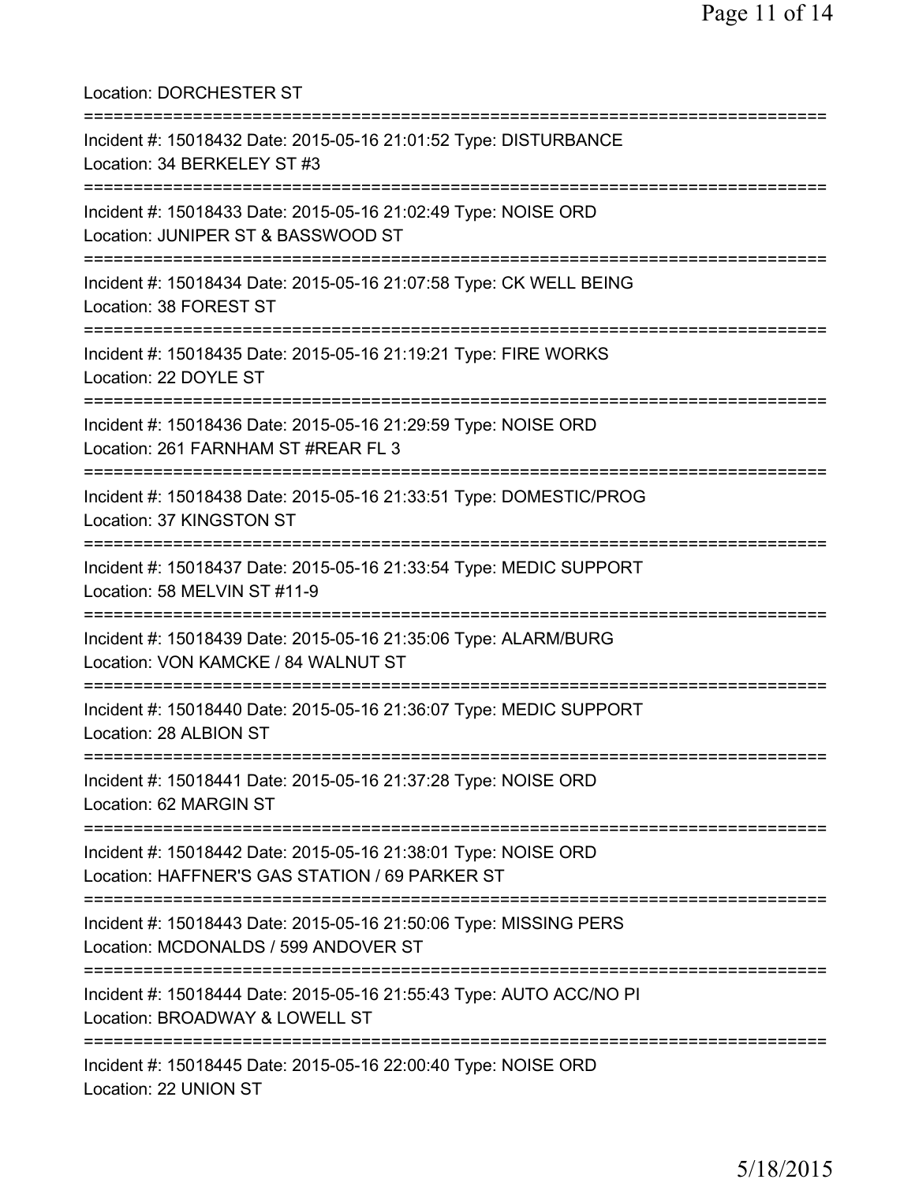Location: DORCHESTER ST

===========================================================================

Incident #: 15018432 Date: 2015-05-16 21:01:52 Type: DISTURBANCE
Location: 34 BERKELEY ST #3

===========================================================================

Incident #: 15018433 Date: 2015-05-16 21:02:49 Type: NOISE ORD
Location: JUNIPER ST & BASSWOOD ST

===========================================================================

Incident #: 15018434 Date: 2015-05-16 21:07:58 Type: CK WELL BEING
Location: 38 FOREST ST

===========================================================================

Incident #: 15018435 Date: 2015-05-16 21:19:21 Type: FIRE WORKS
Location: 22 DOYLE ST

===========================================================================

Incident #: 15018436 Date: 2015-05-16 21:29:59 Type: NOISE ORD
Location: 261 FARNHAM ST #REAR FL 3

===========================================================================

Incident #: 15018438 Date: 2015-05-16 21:33:51 Type: DOMESTIC/PROG
Location: 37 KINGSTON ST

===========================================================================

Incident #: 15018437 Date: 2015-05-16 21:33:54 Type: MEDIC SUPPORT
Location: 58 MELVIN ST #11-9

===========================================================================

Incident #: 15018439 Date: 2015-05-16 21:35:06 Type: ALARM/BURG
Location: VON KAMCKE / 84 WALNUT ST

===========================================================================

Incident #: 15018440 Date: 2015-05-16 21:36:07 Type: MEDIC SUPPORT
Location: 28 ALBION ST

===========================================================================

Incident #: 15018441 Date: 2015-05-16 21:37:28 Type: NOISE ORD
Location: 62 MARGIN ST

===========================================================================

Incident #: 15018442 Date: 2015-05-16 21:38:01 Type: NOISE ORD
Location: HAFFNER'S GAS STATION / 69 PARKER ST

===========================================================================

Incident #: 15018443 Date: 2015-05-16 21:50:06 Type: MISSING PERS
Location: MCDONALDS / 599 ANDOVER ST

===========================================================================

Incident #: 15018444 Date: 2015-05-16 21:55:43 Type: AUTO ACC/NO PI
Location: BROADWAY & LOWELL ST

===========================================================================

Incident #: 15018445 Date: 2015-05-16 22:00:40 Type: NOISE ORD
Location: 22 UNION ST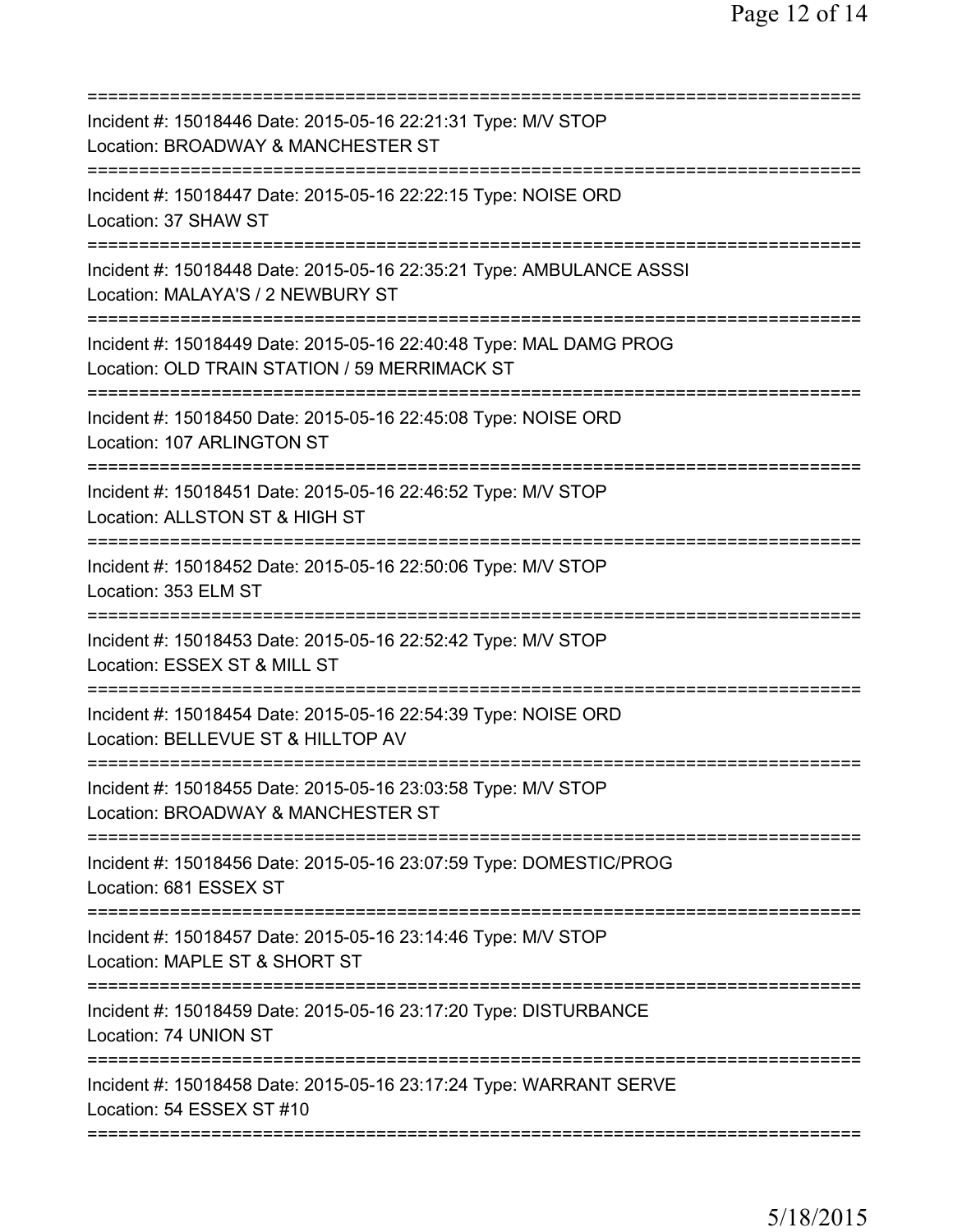===========================================================================
Incident #: 15018446 Date: 2015-05-16 22:21:31 Type: M/V STOP
Location: BROADWAY & MANCHESTER ST
===========================================================================
Incident #: 15018447 Date: 2015-05-16 22:22:15 Type: NOISE ORD
Location: 37 SHAW ST
===========================================================================
Incident #: 15018448 Date: 2015-05-16 22:35:21 Type: AMBULANCE ASSSI
Location: MALAYA'S / 2 NEWBURY ST
===========================================================================
Incident #: 15018449 Date: 2015-05-16 22:40:48 Type: MAL DAMG PROG
Location: OLD TRAIN STATION / 59 MERRIMACK ST
===========================================================================
Incident #: 15018450 Date: 2015-05-16 22:45:08 Type: NOISE ORD
Location: 107 ARLINGTON ST
===========================================================================
Incident #: 15018451 Date: 2015-05-16 22:46:52 Type: M/V STOP
Location: ALLSTON ST & HIGH ST
===========================================================================
Incident #: 15018452 Date: 2015-05-16 22:50:06 Type: M/V STOP
Location: 353 ELM ST
===========================================================================
Incident #: 15018453 Date: 2015-05-16 22:52:42 Type: M/V STOP
Location: ESSEX ST & MILL ST
===========================================================================
Incident #: 15018454 Date: 2015-05-16 22:54:39 Type: NOISE ORD
Location: BELLEVUE ST & HILLTOP AV
===========================================================================
Incident #: 15018455 Date: 2015-05-16 23:03:58 Type: M/V STOP
Location: BROADWAY & MANCHESTER ST
===========================================================================
Incident #: 15018456 Date: 2015-05-16 23:07:59 Type: DOMESTIC/PROG
Location: 681 ESSEX ST
===========================================================================
Incident #: 15018457 Date: 2015-05-16 23:14:46 Type: M/V STOP
Location: MAPLE ST & SHORT ST
===========================================================================
Incident #: 15018459 Date: 2015-05-16 23:17:20 Type: DISTURBANCE
Location: 74 UNION ST
===========================================================================
Incident #: 15018458 Date: 2015-05-16 23:17:24 Type: WARRANT SERVE
Location: 54 ESSEX ST #10
===========================================================================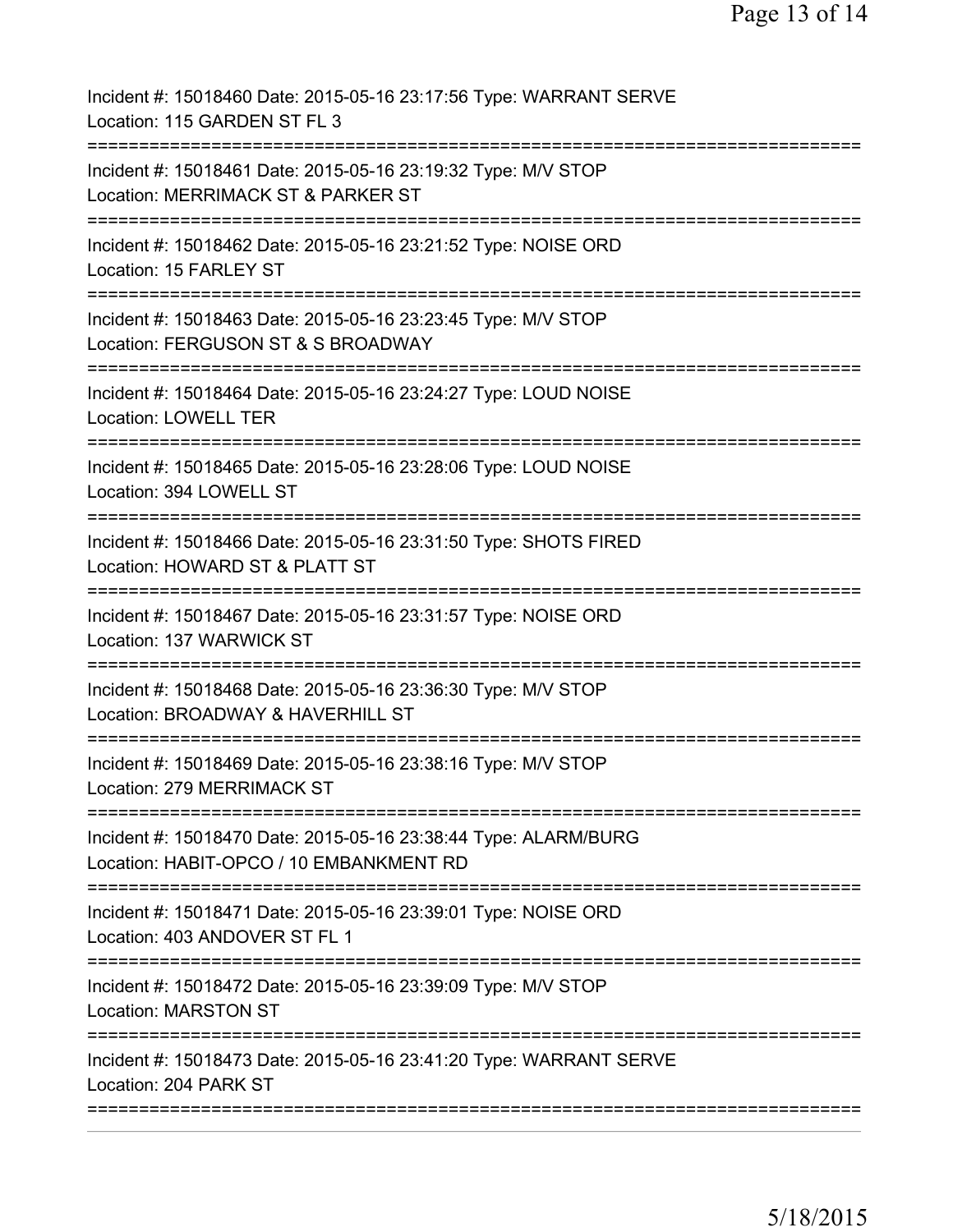Incident #: 15018460 Date: 2015-05-16 23:17:56 Type: WARRANT SERVE
Location: 115 GARDEN ST FL 3

===========================================================================

Incident #: 15018461 Date: 2015-05-16 23:19:32 Type: M/V STOP
Location: MERRIMACK ST & PARKER ST

===========================================================================

Incident #: 15018462 Date: 2015-05-16 23:21:52 Type: NOISE ORD
Location: 15 FARLEY ST

===========================================================================

Incident #: 15018463 Date: 2015-05-16 23:23:45 Type: M/V STOP
Location: FERGUSON ST & S BROADWAY

===========================================================================

Incident #: 15018464 Date: 2015-05-16 23:24:27 Type: LOUD NOISE
Location: LOWELL TER

===========================================================================

Incident #: 15018465 Date: 2015-05-16 23:28:06 Type: LOUD NOISE
Location: 394 LOWELL ST

===========================================================================

Incident #: 15018466 Date: 2015-05-16 23:31:50 Type: SHOTS FIRED
Location: HOWARD ST & PLATT ST

===========================================================================

Incident #: 15018467 Date: 2015-05-16 23:31:57 Type: NOISE ORD
Location: 137 WARWICK ST

===========================================================================

Incident #: 15018468 Date: 2015-05-16 23:36:30 Type: M/V STOP
Location: BROADWAY & HAVERHILL ST

===========================================================================

Incident #: 15018469 Date: 2015-05-16 23:38:16 Type: M/V STOP
Location: 279 MERRIMACK ST

===========================================================================

Incident #: 15018470 Date: 2015-05-16 23:38:44 Type: ALARM/BURG
Location: HABIT-OPCO / 10 EMBANKMENT RD

===========================================================================

Incident #: 15018471 Date: 2015-05-16 23:39:01 Type: NOISE ORD
Location: 403 ANDOVER ST FL 1

===========================================================================

Incident #: 15018472 Date: 2015-05-16 23:39:09 Type: M/V STOP
Location: MARSTON ST

===========================================================================

Incident #: 15018473 Date: 2015-05-16 23:41:20 Type: WARRANT SERVE
Location: 204 PARK ST

===========================================================================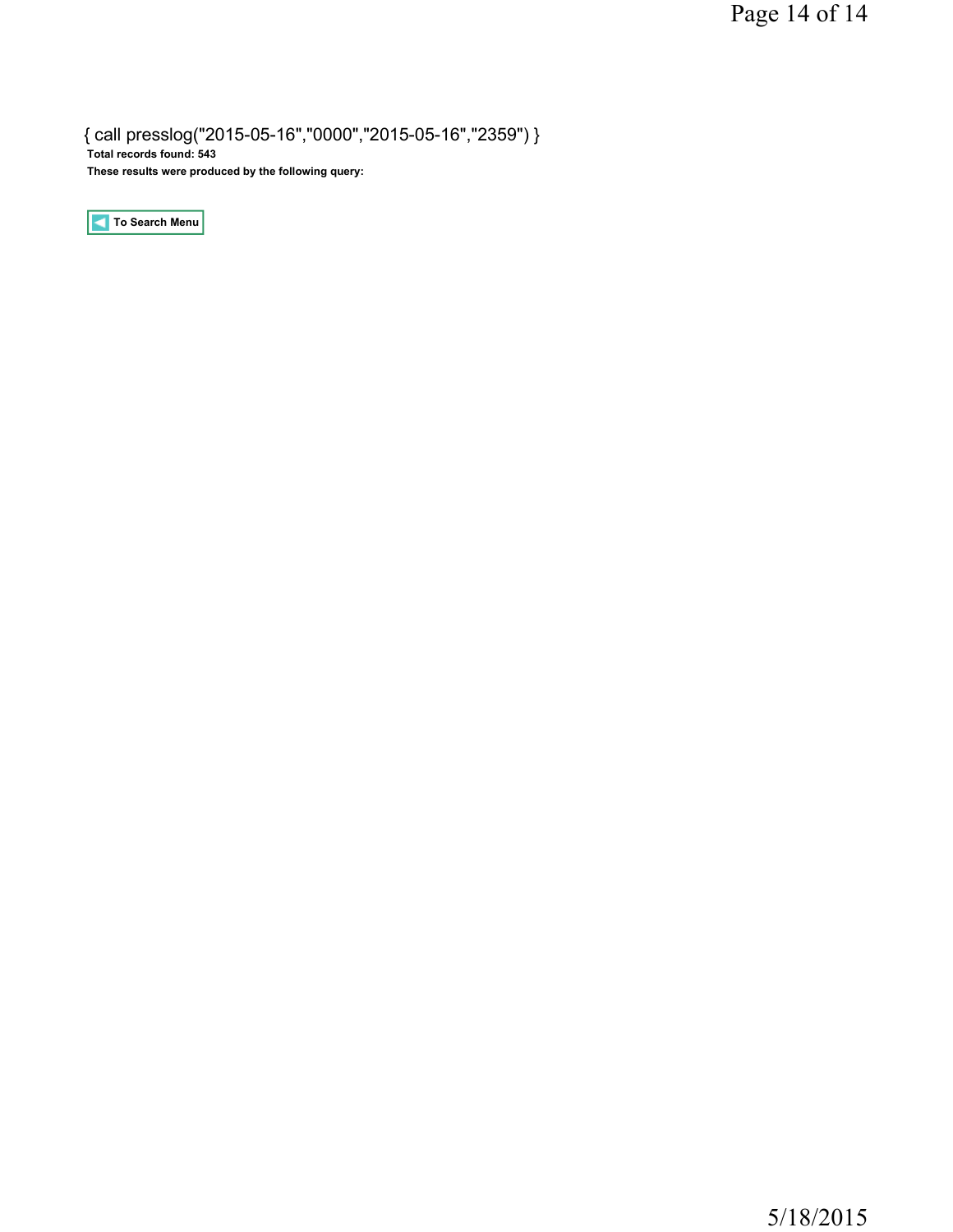```
{ call presslog("2015-05-16","0000","2015-05-16","2359") }
```

**Total records found: 543**

**These results were produced by the following query:**

**To Search Menu**